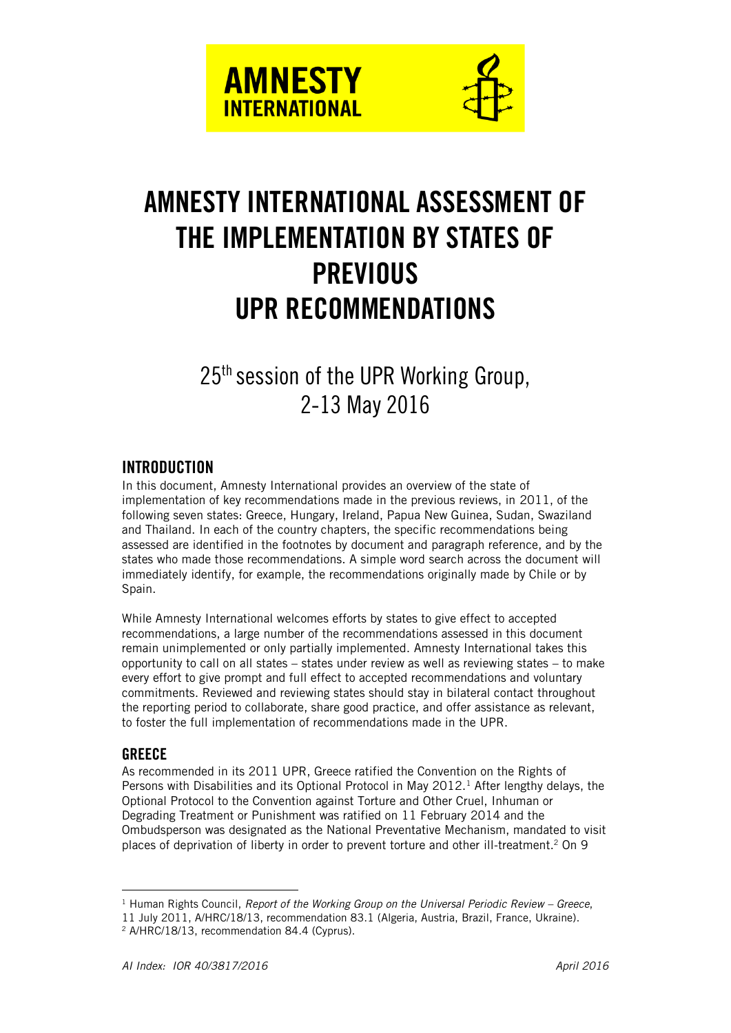AMNESTY INTERNATIONAL

# AMNESTY INTERNATIONAL ASSESSMENT OF THE IMPLEMENTATION BY STATES OF PREVIOUS UPR RECOMMENDATIONS

25th session of the UPR Working Group, 2-13 May 2016

## INTRODUCTION

In this document, Amnesty International provides an overview of the state of implementation of key recommendations made in the previous reviews, in 2011, of the following seven states: Greece, Hungary, Ireland, Papua New Guinea, Sudan, Swaziland and Thailand. In each of the country chapters, the specific recommendations being assessed are identified in the footnotes by document and paragraph reference, and by the states who made those recommendations. A simple word search across the document will immediately identify, for example, the recommendations originally made by Chile or by Spain.

While Amnesty International welcomes efforts by states to give effect to accepted recommendations, a large number of the recommendations assessed in this document remain unimplemented or only partially implemented. Amnesty International takes this opportunity to call on all states – states under review as well as reviewing states – to make every effort to give prompt and full effect to accepted recommendations and voluntary commitments. Reviewed and reviewing states should stay in bilateral contact throughout the reporting period to collaborate, share good practice, and offer assistance as relevant, to foster the full implementation of recommendations made in the UPR.

## GREECE

As recommended in its 2011 UPR, Greece ratified the Convention on the Rights of Persons with Disabilities and its Optional Protocol in May 2012.[1] After lengthy delays, the Optional Protocol to the Convention against Torture and Other Cruel, Inhuman or Degrading Treatment or Punishment was ratified on 11 February 2014 and the Ombudsperson was designated as the National Preventative Mechanism, mandated to visit places of deprivation of liberty in order to prevent torture and other ill-treatment.[2] On 9

[1] Human Rights Council, *Report of the Working Group on the Universal Periodic Review – Greece*, 11 July 2011, A/HRC/18/13, recommendation 83.1 (Algeria, Austria, Brazil, France, Ukraine).

[2] A/HRC/18/13, recommendation 84.4 (Cyprus).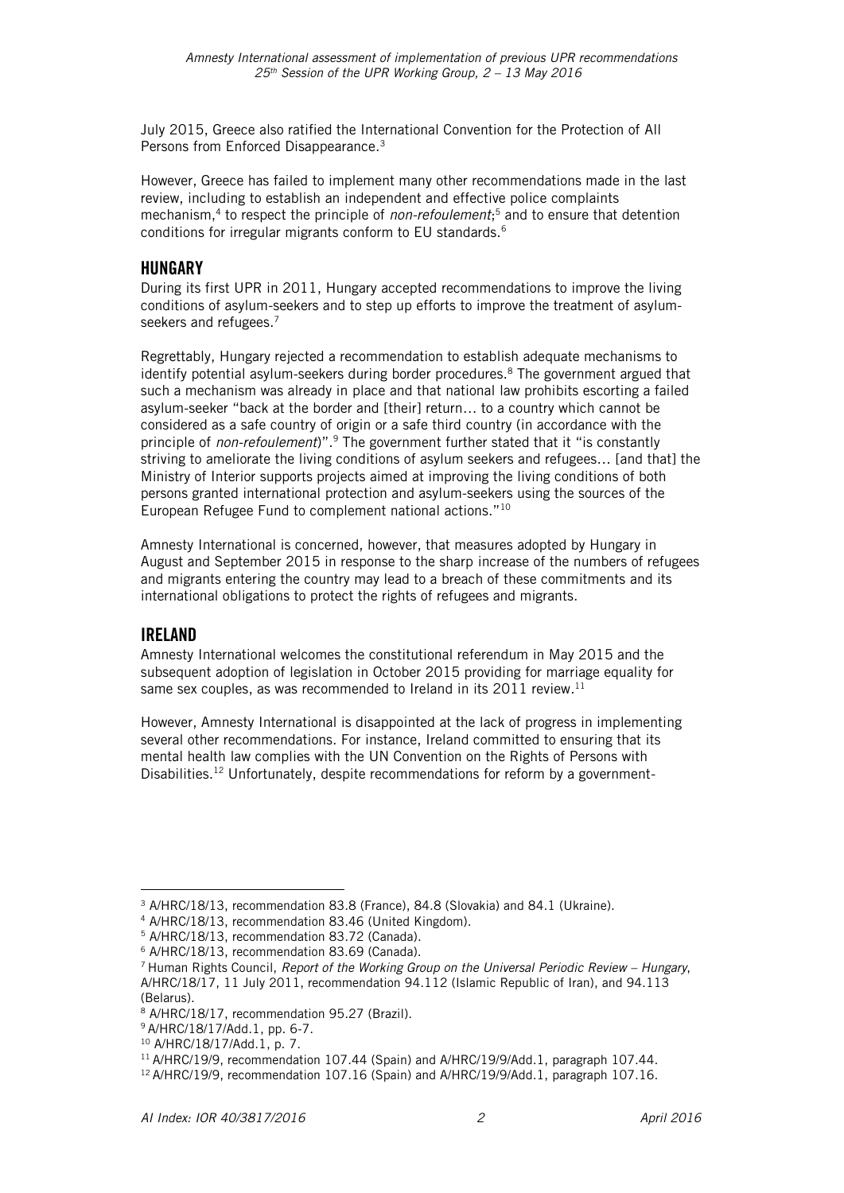July 2015, Greece also ratified the International Convention for the Protection of All Persons from Enforced Disappearance.[3]

However, Greece has failed to implement many other recommendations made in the last review, including to establish an independent and effective police complaints mechanism,[4] to respect the principle of *non-refoulement*;[5] and to ensure that detention conditions for irregular migrants conform to EU standards.[6]

## HUNGARY

During its first UPR in 2011, Hungary accepted recommendations to improve the living conditions of asylum-seekers and to step up efforts to improve the treatment of asylum-seekers and refugees.[7]

Regrettably, Hungary rejected a recommendation to establish adequate mechanisms to identify potential asylum-seekers during border procedures.[8] The government argued that such a mechanism was already in place and that national law prohibits escorting a failed asylum-seeker "back at the border and [their] return… to a country which cannot be considered as a safe country of origin or a safe third country (in accordance with the principle of *non-refoulement*)".[9] The government further stated that it "is constantly striving to ameliorate the living conditions of asylum seekers and refugees… [and that] the Ministry of Interior supports projects aimed at improving the living conditions of both persons granted international protection and asylum-seekers using the sources of the European Refugee Fund to complement national actions."[10]

Amnesty International is concerned, however, that measures adopted by Hungary in August and September 2015 in response to the sharp increase of the numbers of refugees and migrants entering the country may lead to a breach of these commitments and its international obligations to protect the rights of refugees and migrants.

## IRELAND

Amnesty International welcomes the constitutional referendum in May 2015 and the subsequent adoption of legislation in October 2015 providing for marriage equality for same sex couples, as was recommended to Ireland in its 2011 review.[11]

However, Amnesty International is disappointed at the lack of progress in implementing several other recommendations. For instance, Ireland committed to ensuring that its mental health law complies with the UN Convention on the Rights of Persons with Disabilities.[12] Unfortunately, despite recommendations for reform by a government-

---

[3] A/HRC/18/13, recommendation 83.8 (France), 84.8 (Slovakia) and 84.1 (Ukraine).

[4] A/HRC/18/13, recommendation 83.46 (United Kingdom).

[5] A/HRC/18/13, recommendation 83.72 (Canada).

[6] A/HRC/18/13, recommendation 83.69 (Canada).

[7] Human Rights Council, *Report of the Working Group on the Universal Periodic Review – Hungary*, A/HRC/18/17, 11 July 2011, recommendation 94.112 (Islamic Republic of Iran), and 94.113 (Belarus).

[8] A/HRC/18/17, recommendation 95.27 (Brazil).

[9] A/HRC/18/17/Add.1, pp. 6-7.

[10] A/HRC/18/17/Add.1, p. 7.

[11] A/HRC/19/9, recommendation 107.44 (Spain) and A/HRC/19/9/Add.1, paragraph 107.44.

[12] A/HRC/19/9, recommendation 107.16 (Spain) and A/HRC/19/9/Add.1, paragraph 107.16.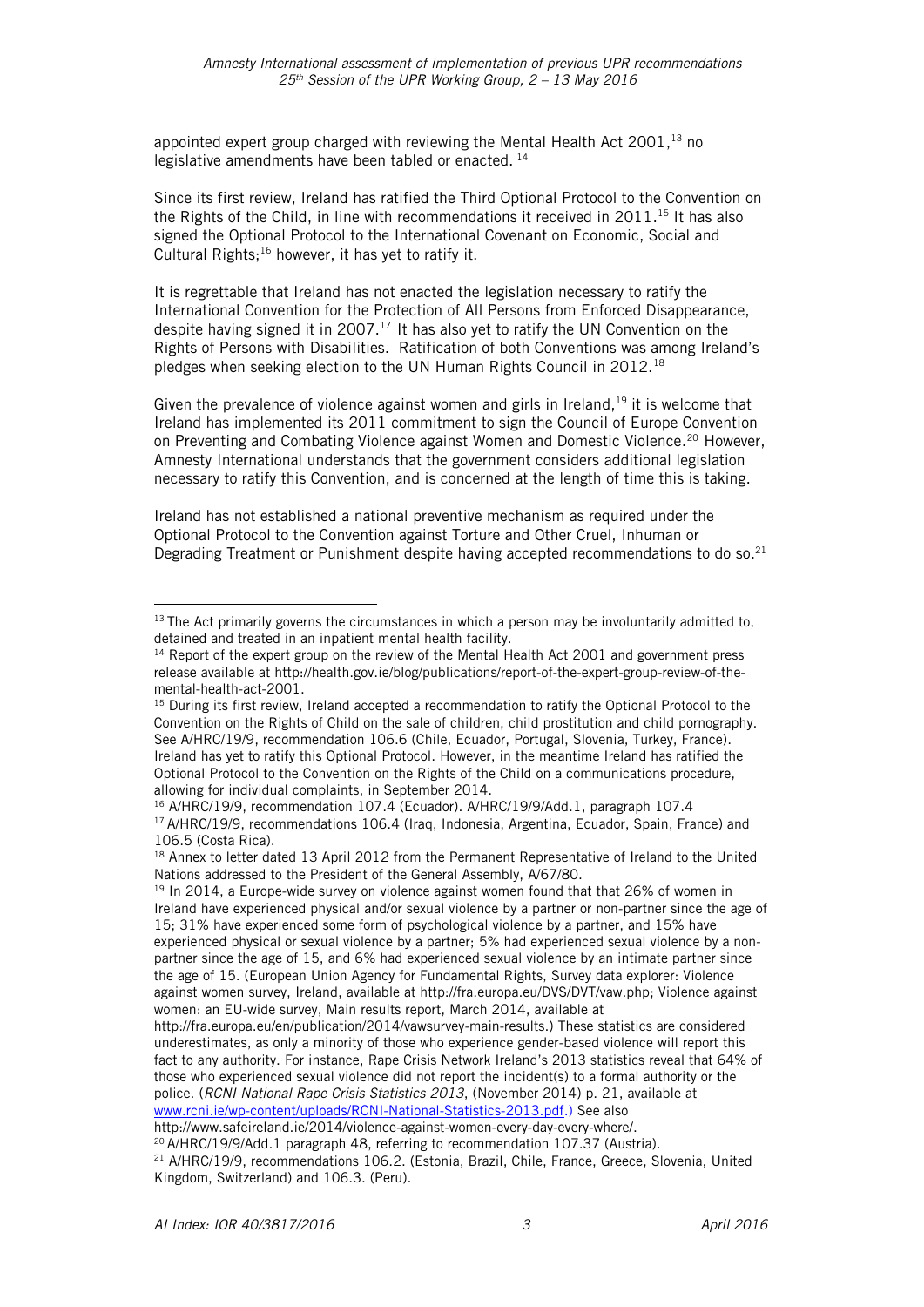appointed expert group charged with reviewing the Mental Health Act 2001,[13] no legislative amendments have been tabled or enacted. [14]

Since its first review, Ireland has ratified the Third Optional Protocol to the Convention on the Rights of the Child, in line with recommendations it received in 2011.[15] It has also signed the Optional Protocol to the International Covenant on Economic, Social and Cultural Rights;[16] however, it has yet to ratify it.

It is regrettable that Ireland has not enacted the legislation necessary to ratify the International Convention for the Protection of All Persons from Enforced Disappearance, despite having signed it in 2007.[17] It has also yet to ratify the UN Convention on the Rights of Persons with Disabilities. Ratification of both Conventions was among Ireland's pledges when seeking election to the UN Human Rights Council in 2012.[18]

Given the prevalence of violence against women and girls in Ireland,[19] it is welcome that Ireland has implemented its 2011 commitment to sign the Council of Europe Convention on Preventing and Combating Violence against Women and Domestic Violence.[20] However, Amnesty International understands that the government considers additional legislation necessary to ratify this Convention, and is concerned at the length of time this is taking.

Ireland has not established a national preventive mechanism as required under the Optional Protocol to the Convention against Torture and Other Cruel, Inhuman or Degrading Treatment or Punishment despite having accepted recommendations to do so.[21]

---

[13] The Act primarily governs the circumstances in which a person may be involuntarily admitted to, detained and treated in an inpatient mental health facility.

[14] Report of the expert group on the review of the Mental Health Act 2001 and government press release available at http://health.gov.ie/blog/publications/report-of-the-expert-group-review-of-the-mental-health-act-2001.

[15] During its first review, Ireland accepted a recommendation to ratify the Optional Protocol to the Convention on the Rights of Child on the sale of children, child prostitution and child pornography. See A/HRC/19/9, recommendation 106.6 (Chile, Ecuador, Portugal, Slovenia, Turkey, France). Ireland has yet to ratify this Optional Protocol. However, in the meantime Ireland has ratified the Optional Protocol to the Convention on the Rights of the Child on a communications procedure, allowing for individual complaints, in September 2014.

[16] A/HRC/19/9, recommendation 107.4 (Ecuador). A/HRC/19/9/Add.1, paragraph 107.4

[17] A/HRC/19/9, recommendations 106.4 (Iraq, Indonesia, Argentina, Ecuador, Spain, France) and 106.5 (Costa Rica).

[18] Annex to letter dated 13 April 2012 from the Permanent Representative of Ireland to the United Nations addressed to the President of the General Assembly, A/67/80.

[19] In 2014, a Europe-wide survey on violence against women found that that 26% of women in Ireland have experienced physical and/or sexual violence by a partner or non-partner since the age of 15; 31% have experienced some form of psychological violence by a partner, and 15% have experienced physical or sexual violence by a partner; 5% had experienced sexual violence by a non-partner since the age of 15, and 6% had experienced sexual violence by an intimate partner since the age of 15. (European Union Agency for Fundamental Rights, Survey data explorer: Violence against women survey, Ireland, available at http://fra.europa.eu/DVS/DVT/vaw.php; Violence against women: an EU-wide survey, Main results report, March 2014, available at http://fra.europa.eu/en/publication/2014/vawsurvey-main-results.) These statistics are considered underestimates, as only a minority of those who experience gender-based violence will report this fact to any authority. For instance, Rape Crisis Network Ireland's 2013 statistics reveal that 64% of those who experienced sexual violence did not report the incident(s) to a formal authority or the police. (*RCNI National Rape Crisis Statistics 2013*, (November 2014) p. 21, available at www.rcni.ie/wp-content/uploads/RCNI-National-Statistics-2013.pdf.) See also http://www.safeireland.ie/2014/violence-against-women-every-day-every-where/.

[20] A/HRC/19/9/Add.1 paragraph 48, referring to recommendation 107.37 (Austria).

[21] A/HRC/19/9, recommendations 106.2. (Estonia, Brazil, Chile, France, Greece, Slovenia, United Kingdom, Switzerland) and 106.3. (Peru).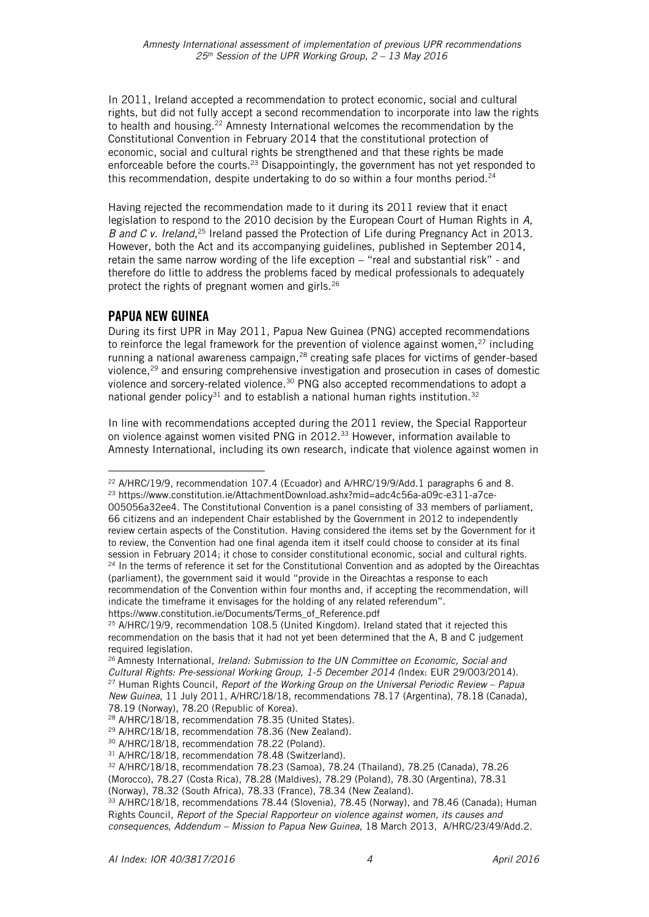In 2011, Ireland accepted a recommendation to protect economic, social and cultural rights, but did not fully accept a second recommendation to incorporate into law the rights to health and housing.[22] Amnesty International welcomes the recommendation by the Constitutional Convention in February 2014 that the constitutional protection of economic, social and cultural rights be strengthened and that these rights be made enforceable before the courts.[23] Disappointingly, the government has not yet responded to this recommendation, despite undertaking to do so within a four months period.[24]

Having rejected the recommendation made to it during its 2011 review that it enact legislation to respond to the 2010 decision by the European Court of Human Rights in *A, B and C v. Ireland*,[25] Ireland passed the Protection of Life during Pregnancy Act in 2013. However, both the Act and its accompanying guidelines, published in September 2014, retain the same narrow wording of the life exception – "real and substantial risk" - and therefore do little to address the problems faced by medical professionals to adequately protect the rights of pregnant women and girls.[26]

## PAPUA NEW GUINEA

During its first UPR in May 2011, Papua New Guinea (PNG) accepted recommendations to reinforce the legal framework for the prevention of violence against women,[27] including running a national awareness campaign,[28] creating safe places for victims of gender-based violence,[29] and ensuring comprehensive investigation and prosecution in cases of domestic violence and sorcery-related violence.[30] PNG also accepted recommendations to adopt a national gender policy[31] and to establish a national human rights institution.[32]

In line with recommendations accepted during the 2011 review, the Special Rapporteur on violence against women visited PNG in 2012.[33] However, information available to Amnesty International, including its own research, indicate that violence against women in

---

[22] A/HRC/19/9, recommendation 107.4 (Ecuador) and A/HRC/19/9/Add.1 paragraphs 6 and 8.

[23] https://www.constitution.ie/AttachmentDownload.ashx?mid=adc4c56a-a09c-e311-a7ce-005056a32ee4. The Constitutional Convention is a panel consisting of 33 members of parliament, 66 citizens and an independent Chair established by the Government in 2012 to independently review certain aspects of the Constitution. Having considered the items set by the Government for it to review, the Convention had one final agenda item it itself could choose to consider at its final session in February 2014; it chose to consider constitutional economic, social and cultural rights.

[24] In the terms of reference it set for the Constitutional Convention and as adopted by the Oireachtas (parliament), the government said it would "provide in the Oireachtas a response to each recommendation of the Convention within four months and, if accepting the recommendation, will indicate the timeframe it envisages for the holding of any related referendum". https://www.constitution.ie/Documents/Terms_of_Reference.pdf

[25] A/HRC/19/9, recommendation 108.5 (United Kingdom). Ireland stated that it rejected this recommendation on the basis that it had not yet been determined that the A, B and C judgement required legislation.

[26] Amnesty International, *Ireland: Submission to the UN Committee on Economic, Social and Cultural Rights: Pre-sessional Working Group, 1-5 December 2014* (Index: EUR 29/003/2014).

[27] Human Rights Council, *Report of the Working Group on the Universal Periodic Review – Papua New Guinea*, 11 July 2011, A/HRC/18/18, recommendations 78.17 (Argentina), 78.18 (Canada), 78.19 (Norway), 78.20 (Republic of Korea).

[28] A/HRC/18/18, recommendation 78.35 (United States).

[29] A/HRC/18/18, recommendation 78.36 (New Zealand).

[30] A/HRC/18/18, recommendation 78.22 (Poland).

[31] A/HRC/18/18, recommendation 78.48 (Switzerland).

[32] A/HRC/18/18, recommendation 78.23 (Samoa), 78.24 (Thailand), 78.25 (Canada), 78.26 (Morocco), 78.27 (Costa Rica), 78.28 (Maldives), 78.29 (Poland), 78.30 (Argentina), 78.31 (Norway), 78.32 (South Africa), 78.33 (France), 78.34 (New Zealand).

[33] A/HRC/18/18, recommendations 78.44 (Slovenia), 78.45 (Norway), and 78.46 (Canada); Human Rights Council, *Report of the Special Rapporteur on violence against women, its causes and consequences, Addendum – Mission to Papua New Guinea*, 18 March 2013, A/HRC/23/49/Add.2.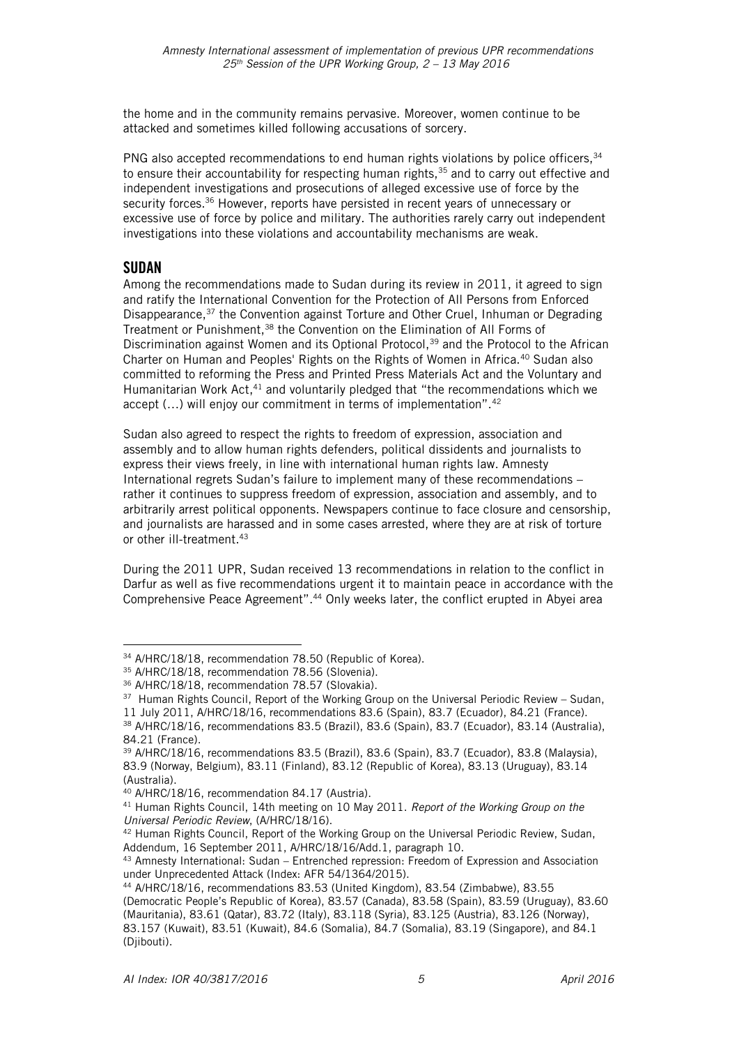the home and in the community remains pervasive. Moreover, women continue to be attacked and sometimes killed following accusations of sorcery.

PNG also accepted recommendations to end human rights violations by police officers,[34] to ensure their accountability for respecting human rights,[35] and to carry out effective and independent investigations and prosecutions of alleged excessive use of force by the security forces.[36] However, reports have persisted in recent years of unnecessary or excessive use of force by police and military. The authorities rarely carry out independent investigations into these violations and accountability mechanisms are weak.

## SUDAN

Among the recommendations made to Sudan during its review in 2011, it agreed to sign and ratify the International Convention for the Protection of All Persons from Enforced Disappearance,[37] the Convention against Torture and Other Cruel, Inhuman or Degrading Treatment or Punishment,[38] the Convention on the Elimination of All Forms of Discrimination against Women and its Optional Protocol,[39] and the Protocol to the African Charter on Human and Peoples' Rights on the Rights of Women in Africa.[40] Sudan also committed to reforming the Press and Printed Press Materials Act and the Voluntary and Humanitarian Work Act,[41] and voluntarily pledged that "the recommendations which we accept (…) will enjoy our commitment in terms of implementation".[42]

Sudan also agreed to respect the rights to freedom of expression, association and assembly and to allow human rights defenders, political dissidents and journalists to express their views freely, in line with international human rights law. Amnesty International regrets Sudan's failure to implement many of these recommendations – rather it continues to suppress freedom of expression, association and assembly, and to arbitrarily arrest political opponents. Newspapers continue to face closure and censorship, and journalists are harassed and in some cases arrested, where they are at risk of torture or other ill-treatment.[43]

During the 2011 UPR, Sudan received 13 recommendations in relation to the conflict in Darfur as well as five recommendations urgent it to maintain peace in accordance with the Comprehensive Peace Agreement".[44] Only weeks later, the conflict erupted in Abyei area

---

[34] A/HRC/18/18, recommendation 78.50 (Republic of Korea).

[35] A/HRC/18/18, recommendation 78.56 (Slovenia).

[36] A/HRC/18/18, recommendation 78.57 (Slovakia).

[37] Human Rights Council, Report of the Working Group on the Universal Periodic Review – Sudan, 11 July 2011, A/HRC/18/16, recommendations 83.6 (Spain), 83.7 (Ecuador), 84.21 (France).

[38] A/HRC/18/16, recommendations 83.5 (Brazil), 83.6 (Spain), 83.7 (Ecuador), 83.14 (Australia), 84.21 (France).

[39] A/HRC/18/16, recommendations 83.5 (Brazil), 83.6 (Spain), 83.7 (Ecuador), 83.8 (Malaysia), 83.9 (Norway, Belgium), 83.11 (Finland), 83.12 (Republic of Korea), 83.13 (Uruguay), 83.14 (Australia).

[40] A/HRC/18/16, recommendation 84.17 (Austria).

[41] Human Rights Council, 14th meeting on 10 May 2011. *Report of the Working Group on the Universal Periodic Review*, (A/HRC/18/16).

[42] Human Rights Council, Report of the Working Group on the Universal Periodic Review, Sudan, Addendum, 16 September 2011, A/HRC/18/16/Add.1, paragraph 10.

[43] Amnesty International: Sudan – Entrenched repression: Freedom of Expression and Association under Unprecedented Attack (Index: AFR 54/1364/2015).

[44] A/HRC/18/16, recommendations 83.53 (United Kingdom), 83.54 (Zimbabwe), 83.55 (Democratic People's Republic of Korea), 83.57 (Canada), 83.58 (Spain), 83.59 (Uruguay), 83.60 (Mauritania), 83.61 (Qatar), 83.72 (Italy), 83.118 (Syria), 83.125 (Austria), 83.126 (Norway), 83.157 (Kuwait), 83.51 (Kuwait), 84.6 (Somalia), 84.7 (Somalia), 83.19 (Singapore), and 84.1 (Djibouti).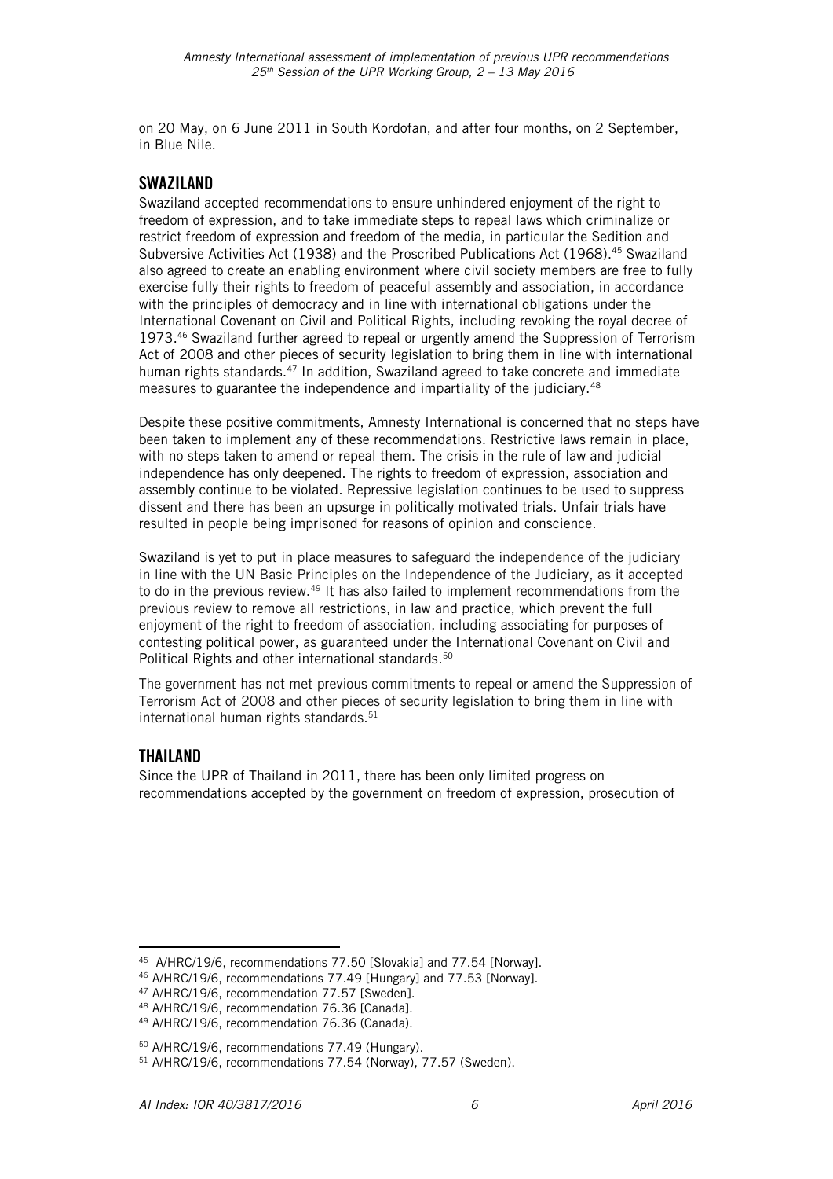on 20 May, on 6 June 2011 in South Kordofan, and after four months, on 2 September, in Blue Nile.

## SWAZILAND

Swaziland accepted recommendations to ensure unhindered enjoyment of the right to freedom of expression, and to take immediate steps to repeal laws which criminalize or restrict freedom of expression and freedom of the media, in particular the Sedition and Subversive Activities Act (1938) and the Proscribed Publications Act (1968).[45] Swaziland also agreed to create an enabling environment where civil society members are free to fully exercise fully their rights to freedom of peaceful assembly and association, in accordance with the principles of democracy and in line with international obligations under the International Covenant on Civil and Political Rights, including revoking the royal decree of 1973.[46] Swaziland further agreed to repeal or urgently amend the Suppression of Terrorism Act of 2008 and other pieces of security legislation to bring them in line with international human rights standards.[47] In addition, Swaziland agreed to take concrete and immediate measures to guarantee the independence and impartiality of the judiciary.[48]

Despite these positive commitments, Amnesty International is concerned that no steps have been taken to implement any of these recommendations. Restrictive laws remain in place, with no steps taken to amend or repeal them. The crisis in the rule of law and judicial independence has only deepened. The rights to freedom of expression, association and assembly continue to be violated. Repressive legislation continues to be used to suppress dissent and there has been an upsurge in politically motivated trials. Unfair trials have resulted in people being imprisoned for reasons of opinion and conscience.

Swaziland is yet to put in place measures to safeguard the independence of the judiciary in line with the UN Basic Principles on the Independence of the Judiciary, as it accepted to do in the previous review.[49] It has also failed to implement recommendations from the previous review to remove all restrictions, in law and practice, which prevent the full enjoyment of the right to freedom of association, including associating for purposes of contesting political power, as guaranteed under the International Covenant on Civil and Political Rights and other international standards.[50]

The government has not met previous commitments to repeal or amend the Suppression of Terrorism Act of 2008 and other pieces of security legislation to bring them in line with international human rights standards.[51]

## THAILAND

Since the UPR of Thailand in 2011, there has been only limited progress on recommendations accepted by the government on freedom of expression, prosecution of

---

[45] A/HRC/19/6, recommendations 77.50 [Slovakia] and 77.54 [Norway].

[46] A/HRC/19/6, recommendations 77.49 [Hungary] and 77.53 [Norway].

[47] A/HRC/19/6, recommendation 77.57 [Sweden].

[48] A/HRC/19/6, recommendation 76.36 [Canada].

[49] A/HRC/19/6, recommendation 76.36 (Canada).

[50] A/HRC/19/6, recommendations 77.49 (Hungary).

[51] A/HRC/19/6, recommendations 77.54 (Norway), 77.57 (Sweden).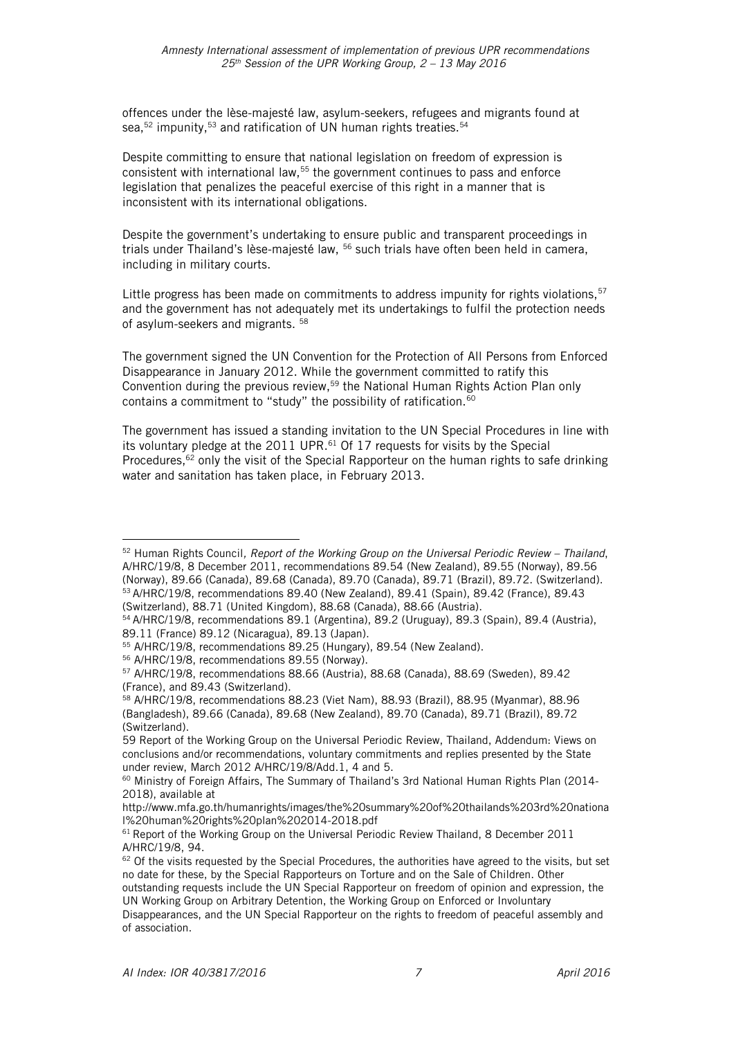offences under the lèse-majesté law, asylum-seekers, refugees and migrants found at sea,[52] impunity,[53] and ratification of UN human rights treaties.[54]

Despite committing to ensure that national legislation on freedom of expression is consistent with international law,[55] the government continues to pass and enforce legislation that penalizes the peaceful exercise of this right in a manner that is inconsistent with its international obligations.

Despite the government's undertaking to ensure public and transparent proceedings in trials under Thailand's lèse-majesté law, [56] such trials have often been held in camera, including in military courts.

Little progress has been made on commitments to address impunity for rights violations,[57] and the government has not adequately met its undertakings to fulfil the protection needs of asylum-seekers and migrants. [58]

The government signed the UN Convention for the Protection of All Persons from Enforced Disappearance in January 2012. While the government committed to ratify this Convention during the previous review,[59] the National Human Rights Action Plan only contains a commitment to "study" the possibility of ratification.[60]

The government has issued a standing invitation to the UN Special Procedures in line with its voluntary pledge at the 2011 UPR.[61] Of 17 requests for visits by the Special Procedures,[62] only the visit of the Special Rapporteur on the human rights to safe drinking water and sanitation has taken place, in February 2013.

---

[52] Human Rights Council, *Report of the Working Group on the Universal Periodic Review – Thailand*, A/HRC/19/8, 8 December 2011, recommendations 89.54 (New Zealand), 89.55 (Norway), 89.56 (Norway), 89.66 (Canada), 89.68 (Canada), 89.70 (Canada), 89.71 (Brazil), 89.72. (Switzerland).

[53] A/HRC/19/8, recommendations 89.40 (New Zealand), 89.41 (Spain), 89.42 (France), 89.43 (Switzerland), 88.71 (United Kingdom), 88.68 (Canada), 88.66 (Austria).

[54] A/HRC/19/8, recommendations 89.1 (Argentina), 89.2 (Uruguay), 89.3 (Spain), 89.4 (Austria), 89.11 (France) 89.12 (Nicaragua), 89.13 (Japan).

[55] A/HRC/19/8, recommendations 89.25 (Hungary), 89.54 (New Zealand).

[56] A/HRC/19/8, recommendations 89.55 (Norway).

[57] A/HRC/19/8, recommendations 88.66 (Austria), 88.68 (Canada), 88.69 (Sweden), 89.42 (France), and 89.43 (Switzerland).

[58] A/HRC/19/8, recommendations 88.23 (Viet Nam), 88.93 (Brazil), 88.95 (Myanmar), 88.96 (Bangladesh), 89.66 (Canada), 89.68 (New Zealand), 89.70 (Canada), 89.71 (Brazil), 89.72 (Switzerland).

59 Report of the Working Group on the Universal Periodic Review, Thailand, Addendum: Views on conclusions and/or recommendations, voluntary commitments and replies presented by the State under review, March 2012 A/HRC/19/8/Add.1, 4 and 5.

[60] Ministry of Foreign Affairs, The Summary of Thailand's 3rd National Human Rights Plan (2014-2018), available at http://www.mfa.go.th/humanrights/images/the%20summary%20of%20thailands%203rd%20national%20human%20rights%20plan%202014-2018.pdf

[61] Report of the Working Group on the Universal Periodic Review Thailand, 8 December 2011 A/HRC/19/8, 94.

[62] Of the visits requested by the Special Procedures, the authorities have agreed to the visits, but set no date for these, by the Special Rapporteurs on Torture and on the Sale of Children. Other outstanding requests include the UN Special Rapporteur on freedom of opinion and expression, the UN Working Group on Arbitrary Detention, the Working Group on Enforced or Involuntary Disappearances, and the UN Special Rapporteur on the rights to freedom of peaceful assembly and of association.